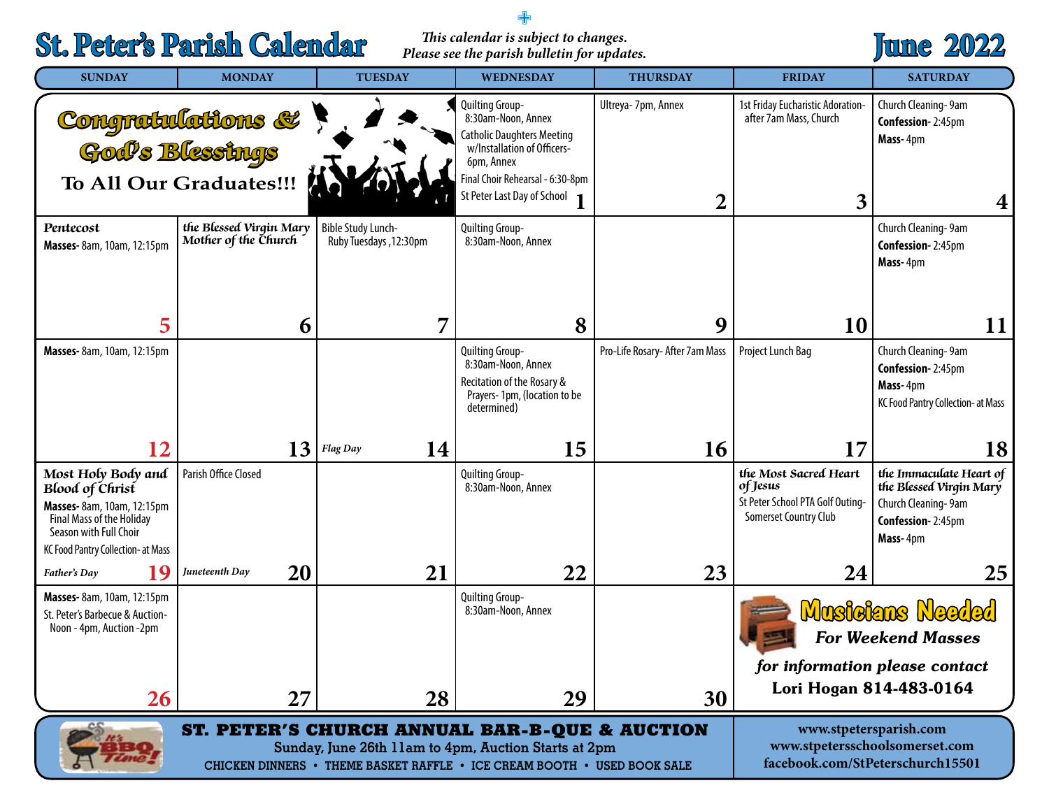# St. Peter's Parish Calendar

*This calendar is subject to changes. Please see the parish bulletin for updates.*

# June 2022

| SUNDAY | MONDAY | TUESDAY | WEDNESDAY | THURSDAY | FRIDAY | SATURDAY |
|---|---|---|---|---|---|---|
| **Congratulations & God's Blessings To All Our Graduates!!!** | | | **1** Quilting Group- 8:30am-Noon, Annex; Catholic Daughters Meeting w/Installation of Officers- 6pm, Annex; Final Choir Rehearsal - 6:30-8pm; St Peter Last Day of School | **2** Ultreya- 7pm, Annex | **3** 1st Friday Eucharistic Adoration- after 7am Mass, Church | **4** Church Cleaning- 9am; **Confession-** 2:45pm; **Mass-** 4pm |
| **5** *Pentecost*; **Masses-** 8am, 10am, 12:15pm | **6** *the Blessed Virgin Mary Mother of the Church* | **7** Bible Study Lunch- Ruby Tuesdays ,12:30pm | **8** Quilting Group- 8:30am-Noon, Annex | **9** | **10** | **11** Church Cleaning- 9am; **Confession-** 2:45pm; **Mass-** 4pm |
| **12** **Masses-** 8am, 10am, 12:15pm | **13** | **14** *Flag Day* | **15** Quilting Group- 8:30am-Noon, Annex; Recitation of the Rosary & Prayers- 1pm, (location to be determined) | **16** Pro-Life Rosary- After 7am Mass | **17** Project Lunch Bag | **18** Church Cleaning- 9am; **Confession-** 2:45pm; **Mass-** 4pm; KC Food Pantry Collection- at Mass |
| **19** *Most Holy Body and Blood of Christ*; **Masses-** 8am, 10am, 12:15pm; Final Mass of the Holiday Season with Full Choir; KC Food Pantry Collection- at Mass; *Father's Day* | **20** Parish Office Closed; *Juneteenth Day* | **21** | **22** Quilting Group- 8:30am-Noon, Annex | **23** | **24** *the Most Sacred Heart of Jesus*; St Peter School PTA Golf Outing- Somerset Country Club | **25** *the Immaculate Heart of the Blessed Virgin Mary*; Church Cleaning- 9am; **Confession-** 2:45pm; **Mass-** 4pm |
| **26** **Masses-** 8am, 10am, 12:15pm; St. Peter's Barbecue & Auction- Noon - 4pm, Auction -2pm | **27** | **28** | **29** Quilting Group- 8:30am-Noon, Annex | **30** | **Musicians Needed** *For Weekend Masses* *for information please contact* **Lori Hogan 814-483-0164** | |

**ST. PETER'S CHURCH ANNUAL BAR-B-QUE & AUCTION**

Sunday, June 26th 11am to 4pm, Auction Starts at 2pm

CHICKEN DINNERS • THEME BASKET RAFFLE • ICE CREAM BOOTH • USED BOOK SALE

www.stpetersparish.com
www.stpetersschoolsomerset.com
facebook.com/StPeterschurch15501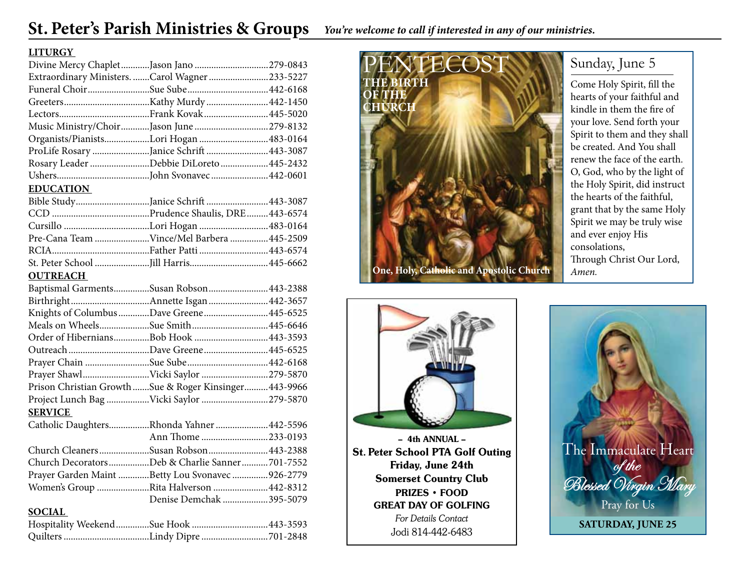# St. Peter's Parish Ministries & Groups

*You're welcome to call if interested in any of our ministries.*

**LITURGY**

| | | |
|---|---|---|
| Divine Mercy Chaplet | Jason Jano | 279-0843 |
| Extraordinary Ministers. | Carol Wagner | 233-5227 |
| Funeral Choir | Sue Sube | 442-6168 |
| Greeters | Kathy Murdy | 442-1450 |
| Lectors | Frank Kovak | 445-5020 |
| Music Ministry/Choir | Jason June | 279-8132 |
| Organists/Pianists | Lori Hogan | 483-0164 |
| ProLife Rosary | Janice Schrift | 443-3087 |
| Rosary Leader | Debbie DiLoreto | 445-2432 |
| Ushers | John Svonavec | 442-0601 |

**EDUCATION**

| | | |
|---|---|---|
| Bible Study | Janice Schrift | 443-3087 |
| CCD | Prudence Shaulis, DRE | 443-6574 |
| Cursillo | Lori Hogan | 483-0164 |
| Pre-Cana Team | Vince/Mel Barbera | 445-2509 |
| RCIA | Father Patti | 443-6574 |
| St. Peter School | Jill Harris | 445-6662 |

**OUTREACH**

| | | |
|---|---|---|
| Baptismal Garments | Susan Robson | 443-2388 |
| Birthright | Annette Isgan | 442-3657 |
| Knights of Columbus | Dave Greene | 445-6525 |
| Meals on Wheels | Sue Smith | 445-6646 |
| Order of Hibernians | Bob Hook | 443-3593 |
| Outreach | Dave Greene | 445-6525 |
| Prayer Chain | Sue Sube | 442-6168 |
| Prayer Shawl | Vicki Saylor | 279-5870 |
| Prison Christian Growth | Sue & Roger Kinsinger | 443-9966 |
| Project Lunch Bag | Vicki Saylor | 279-5870 |

**SERVICE**

| | | |
|---|---|---|
| Catholic Daughters | Rhonda Yahner | 442-5596 |
| | Ann Thome | 233-0193 |
| Church Cleaners | Susan Robson | 443-2388 |
| Church Decorators | Deb & Charlie Sanner | 701-7552 |
| Prayer Garden Maint | Betty Lou Svonavec | 926-2779 |
| Women's Group | Rita Halverson | 442-8312 |
| | Denise Demchak | 395-5079 |

**SOCIAL**

| | | |
|---|---|---|
| Hospitality Weekend | Sue Hook | 443-3593 |
| Quilters | Lindy Dipre | 701-2848 |

## PENTECOST

**THE BIRTH OF THE CHURCH**

**One, Holy, Catholic and Apostolic Church**

### Sunday, June 5

Come Holy Spirit, fill the hearts of your faithful and kindle in them the fire of your love. Send forth your Spirit to them and they shall be created. And You shall renew the face of the earth. O, God, who by the light of the Holy Spirit, did instruct the hearts of the faithful, grant that by the same Holy Spirit we may be truly wise and ever enjoy His consolations, Through Christ Our Lord, *Amen.*

**– 4th ANNUAL –**

**St. Peter School PTA Golf Outing**
**Friday, June 24th**
**Somerset Country Club**
**PRIZES • FOOD**
**GREAT DAY OF GOLFING**

*For Details Contact*
Jodi 814-442-6483

The Immaculate Heart *of the* *Blessed Virgin Mary*
Pray for Us

**SATURDAY, JUNE 25**